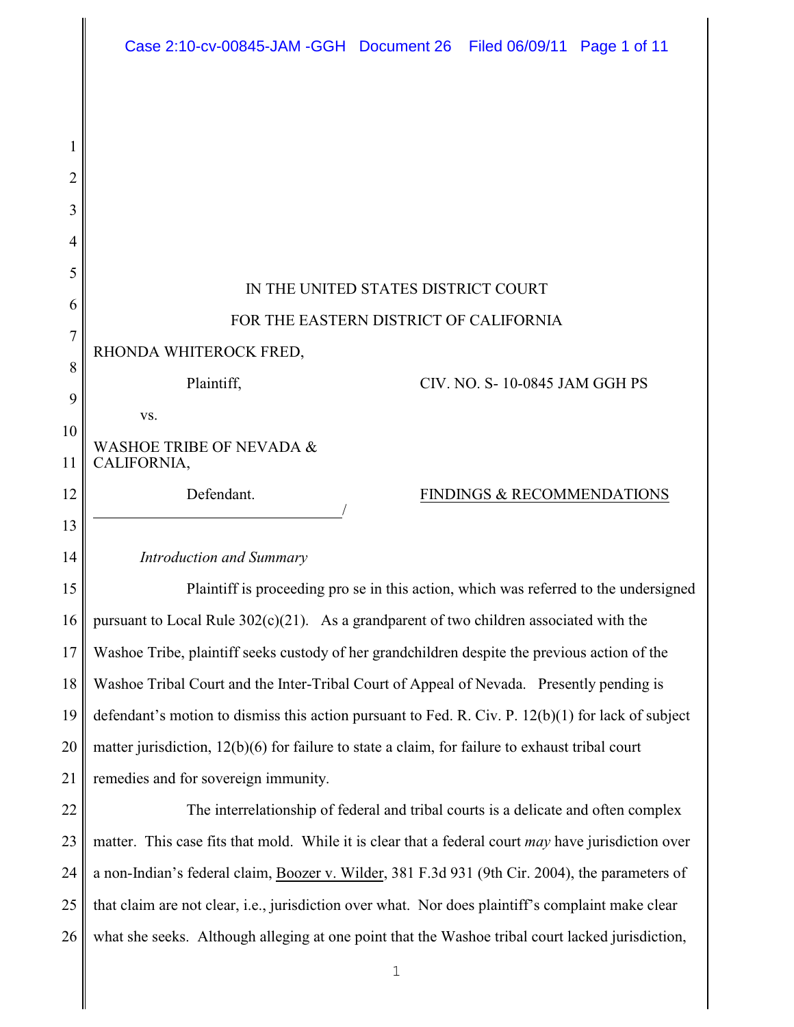IN THE UNITED STATES DISTRICT COURT

FOR THE EASTERN DISTRICT OF CALIFORNIA

RHONDA WHITEROCK FRED,

Plaintiff, CIV. NO. S- 10-0845 JAM GGH PS

vs.

WASHOE TRIBE OF NEVADA & CALIFORNIA,

Defendant. FINDINGS & RECOMMENDATIONS

_______________________________/

*Introduction and Summary*

Plaintiff is proceeding pro se in this action, which was referred to the undersigned pursuant to Local Rule 302(c)(21). As a grandparent of two children associated with the Washoe Tribe, plaintiff seeks custody of her grandchildren despite the previous action of the Washoe Tribal Court and the Inter-Tribal Court of Appeal of Nevada. Presently pending is defendant's motion to dismiss this action pursuant to Fed. R. Civ. P. 12(b)(1) for lack of subject matter jurisdiction, 12(b)(6) for failure to state a claim, for failure to exhaust tribal court remedies and for sovereign immunity.

The interrelationship of federal and tribal courts is a delicate and often complex matter. This case fits that mold. While it is clear that a federal court *may* have jurisdiction over a non-Indian's federal claim, Boozer v. Wilder, 381 F.3d 931 (9th Cir. 2004), the parameters of that claim are not clear, i.e., jurisdiction over what. Nor does plaintiff's complaint make clear what she seeks. Although alleging at one point that the Washoe tribal court lacked jurisdiction,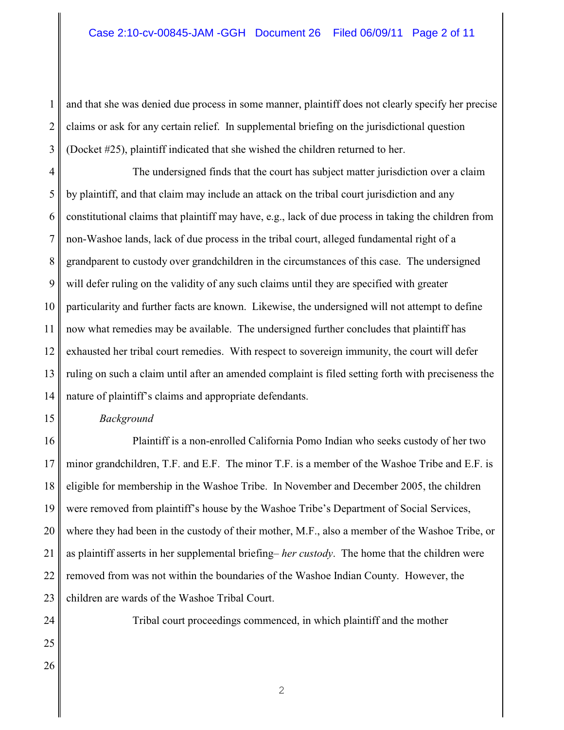and that she was denied due process in some manner, plaintiff does not clearly specify her precise claims or ask for any certain relief. In supplemental briefing on the jurisdictional question (Docket #25), plaintiff indicated that she wished the children returned to her.

The undersigned finds that the court has subject matter jurisdiction over a claim by plaintiff, and that claim may include an attack on the tribal court jurisdiction and any constitutional claims that plaintiff may have, e.g., lack of due process in taking the children from non-Washoe lands, lack of due process in the tribal court, alleged fundamental right of a grandparent to custody over grandchildren in the circumstances of this case. The undersigned will defer ruling on the validity of any such claims until they are specified with greater particularity and further facts are known. Likewise, the undersigned will not attempt to define now what remedies may be available. The undersigned further concludes that plaintiff has exhausted her tribal court remedies. With respect to sovereign immunity, the court will defer ruling on such a claim until after an amended complaint is filed setting forth with preciseness the nature of plaintiff's claims and appropriate defendants.

*Background*

Plaintiff is a non-enrolled California Pomo Indian who seeks custody of her two minor grandchildren, T.F. and E.F. The minor T.F. is a member of the Washoe Tribe and E.F. is eligible for membership in the Washoe Tribe. In November and December 2005, the children were removed from plaintiff's house by the Washoe Tribe's Department of Social Services, where they had been in the custody of their mother, M.F., also a member of the Washoe Tribe, or as plaintiff asserts in her supplemental briefing– *her custody*. The home that the children were removed from was not within the boundaries of the Washoe Indian County. However, the children are wards of the Washoe Tribal Court.

Tribal court proceedings commenced, in which plaintiff and the mother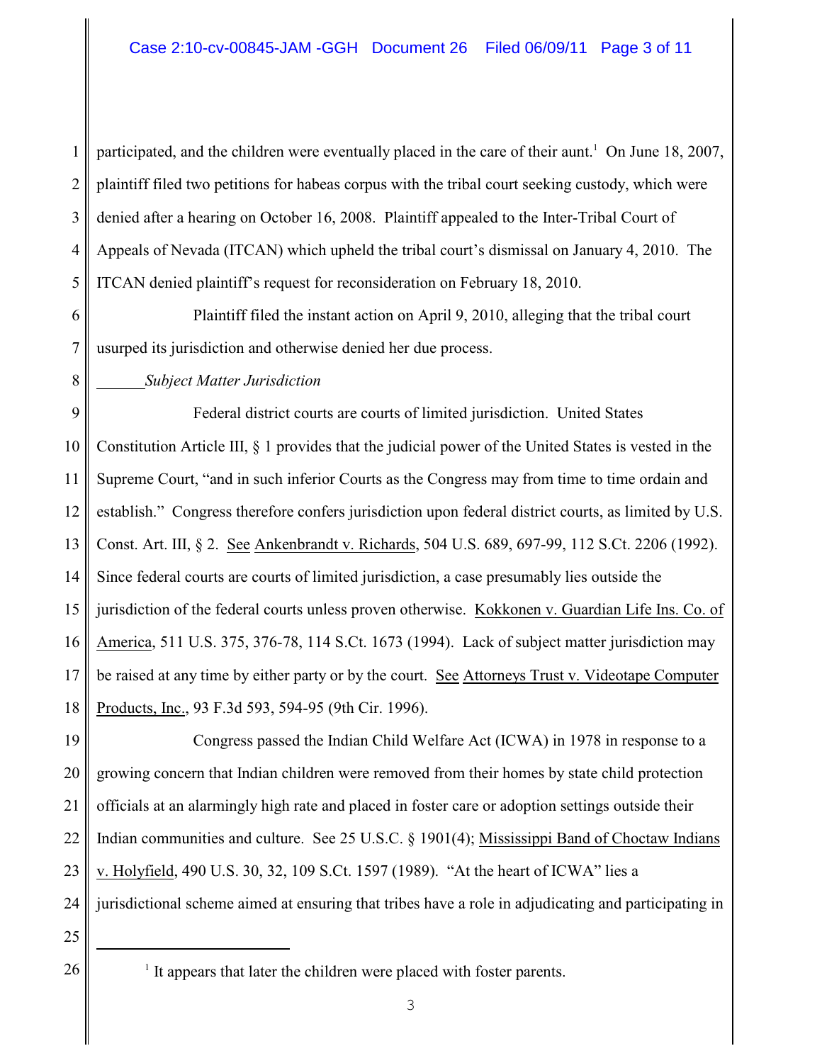participated, and the children were eventually placed in the care of their aunt.[1] On June 18, 2007, plaintiff filed two petitions for habeas corpus with the tribal court seeking custody, which were denied after a hearing on October 16, 2008. Plaintiff appealed to the Inter-Tribal Court of Appeals of Nevada (ITCAN) which upheld the tribal court's dismissal on January 4, 2010. The ITCAN denied plaintiff's request for reconsideration on February 18, 2010.

Plaintiff filed the instant action on April 9, 2010, alleging that the tribal court usurped its jurisdiction and otherwise denied her due process.

*Subject Matter Jurisdiction*

Federal district courts are courts of limited jurisdiction. United States Constitution Article III, § 1 provides that the judicial power of the United States is vested in the Supreme Court, "and in such inferior Courts as the Congress may from time to time ordain and establish." Congress therefore confers jurisdiction upon federal district courts, as limited by U.S. Const. Art. III, § 2. See Ankenbrandt v. Richards, 504 U.S. 689, 697-99, 112 S.Ct. 2206 (1992). Since federal courts are courts of limited jurisdiction, a case presumably lies outside the jurisdiction of the federal courts unless proven otherwise. Kokkonen v. Guardian Life Ins. Co. of America, 511 U.S. 375, 376-78, 114 S.Ct. 1673 (1994). Lack of subject matter jurisdiction may be raised at any time by either party or by the court. See Attorneys Trust v. Videotape Computer Products, Inc., 93 F.3d 593, 594-95 (9th Cir. 1996).

Congress passed the Indian Child Welfare Act (ICWA) in 1978 in response to a growing concern that Indian children were removed from their homes by state child protection officials at an alarmingly high rate and placed in foster care or adoption settings outside their Indian communities and culture. See 25 U.S.C. § 1901(4); Mississippi Band of Choctaw Indians v. Holyfield, 490 U.S. 30, 32, 109 S.Ct. 1597 (1989). "At the heart of ICWA" lies a jurisdictional scheme aimed at ensuring that tribes have a role in adjudicating and participating in

---

[1] It appears that later the children were placed with foster parents.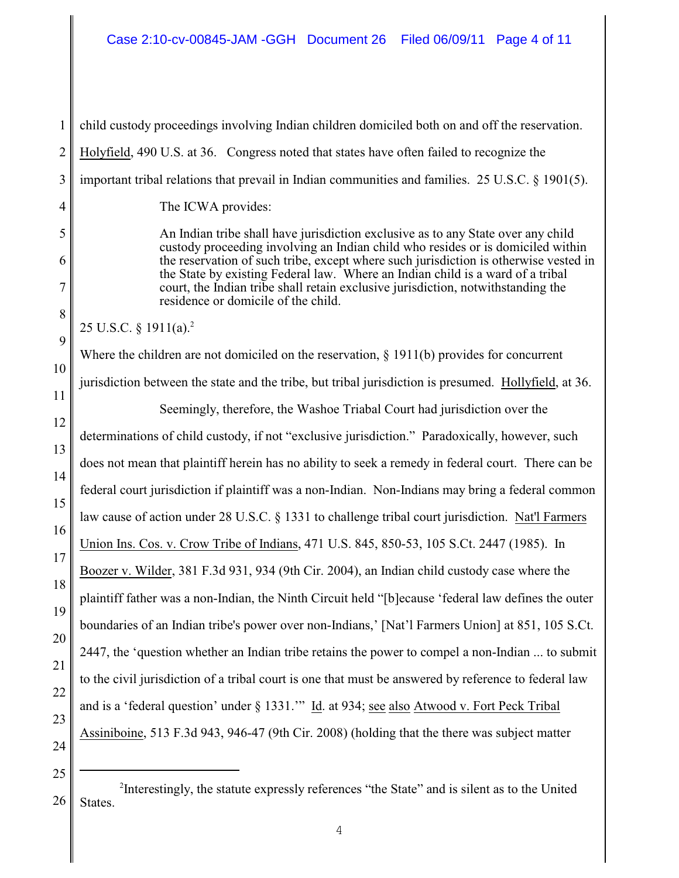child custody proceedings involving Indian children domiciled both on and off the reservation. Holyfield, 490 U.S. at 36. Congress noted that states have often failed to recognize the important tribal relations that prevail in Indian communities and families. 25 U.S.C. § 1901(5).

The ICWA provides:

> An Indian tribe shall have jurisdiction exclusive as to any State over any child custody proceeding involving an Indian child who resides or is domiciled within the reservation of such tribe, except where such jurisdiction is otherwise vested in the State by existing Federal law. Where an Indian child is a ward of a tribal court, the Indian tribe shall retain exclusive jurisdiction, notwithstanding the residence or domicile of the child.

25 U.S.C. § 1911(a).[2]

Where the children are not domiciled on the reservation, § 1911(b) provides for concurrent jurisdiction between the state and the tribe, but tribal jurisdiction is presumed. Hollyfield, at 36.

Seemingly, therefore, the Washoe Triabal Court had jurisdiction over the determinations of child custody, if not "exclusive jurisdiction." Paradoxically, however, such does not mean that plaintiff herein has no ability to seek a remedy in federal court. There can be federal court jurisdiction if plaintiff was a non-Indian. Non-Indians may bring a federal common law cause of action under 28 U.S.C. § 1331 to challenge tribal court jurisdiction. Nat'l Farmers Union Ins. Cos. v. Crow Tribe of Indians, 471 U.S. 845, 850-53, 105 S.Ct. 2447 (1985). In Boozer v. Wilder, 381 F.3d 931, 934 (9th Cir. 2004), an Indian child custody case where the plaintiff father was a non-Indian, the Ninth Circuit held "[b]ecause 'federal law defines the outer boundaries of an Indian tribe's power over non-Indians,' [Nat'l Farmers Union] at 851, 105 S.Ct. 2447, the 'question whether an Indian tribe retains the power to compel a non-Indian ... to submit to the civil jurisdiction of a tribal court is one that must be answered by reference to federal law and is a 'federal question' under § 1331.'" Id. at 934; see also Atwood v. Fort Peck Tribal Assiniboine, 513 F.3d 943, 946-47 (9th Cir. 2008) (holding that the there was subject matter

---

[2] Interestingly, the statute expressly references "the State" and is silent as to the United States.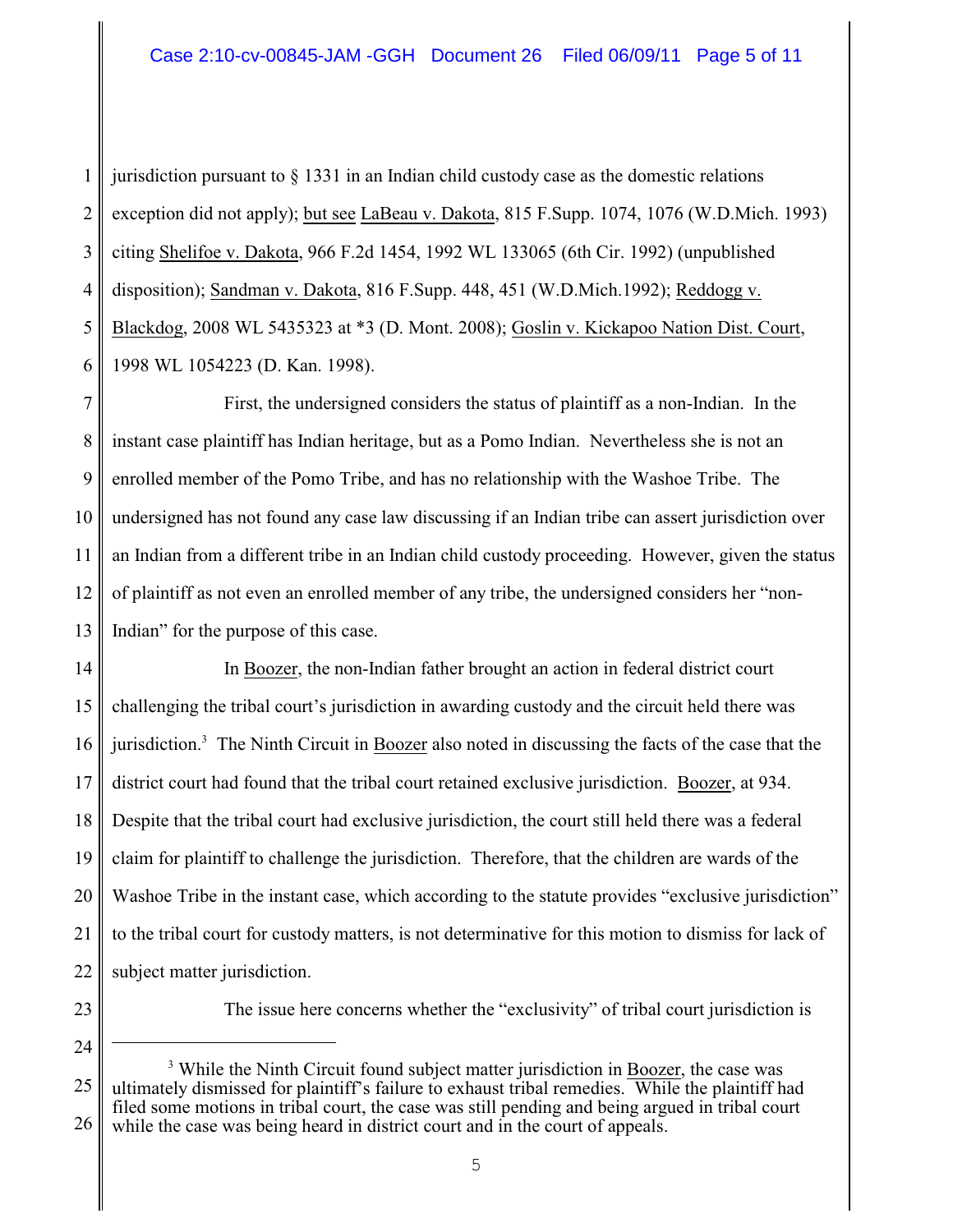jurisdiction pursuant to § 1331 in an Indian child custody case as the domestic relations exception did not apply); but see LaBeau v. Dakota, 815 F.Supp. 1074, 1076 (W.D.Mich. 1993) citing Shelifoe v. Dakota, 966 F.2d 1454, 1992 WL 133065 (6th Cir. 1992) (unpublished disposition); Sandman v. Dakota, 816 F.Supp. 448, 451 (W.D.Mich.1992); Reddogg v. Blackdog, 2008 WL 5435323 at *3 (D. Mont. 2008); Goslin v. Kickapoo Nation Dist. Court, 1998 WL 1054223 (D. Kan. 1998).

First, the undersigned considers the status of plaintiff as a non-Indian. In the instant case plaintiff has Indian heritage, but as a Pomo Indian. Nevertheless she is not an enrolled member of the Pomo Tribe, and has no relationship with the Washoe Tribe. The undersigned has not found any case law discussing if an Indian tribe can assert jurisdiction over an Indian from a different tribe in an Indian child custody proceeding. However, given the status of plaintiff as not even an enrolled member of any tribe, the undersigned considers her "non-Indian" for the purpose of this case.

In Boozer, the non-Indian father brought an action in federal district court challenging the tribal court's jurisdiction in awarding custody and the circuit held there was jurisdiction.[3] The Ninth Circuit in Boozer also noted in discussing the facts of the case that the district court had found that the tribal court retained exclusive jurisdiction. Boozer, at 934. Despite that the tribal court had exclusive jurisdiction, the court still held there was a federal claim for plaintiff to challenge the jurisdiction. Therefore, that the children are wards of the Washoe Tribe in the instant case, which according to the statute provides "exclusive jurisdiction" to the tribal court for custody matters, is not determinative for this motion to dismiss for lack of subject matter jurisdiction.

The issue here concerns whether the "exclusivity" of tribal court jurisdiction is

---

[3] While the Ninth Circuit found subject matter jurisdiction in Boozer, the case was ultimately dismissed for plaintiff's failure to exhaust tribal remedies. While the plaintiff had filed some motions in tribal court, the case was still pending and being argued in tribal court while the case was being heard in district court and in the court of appeals.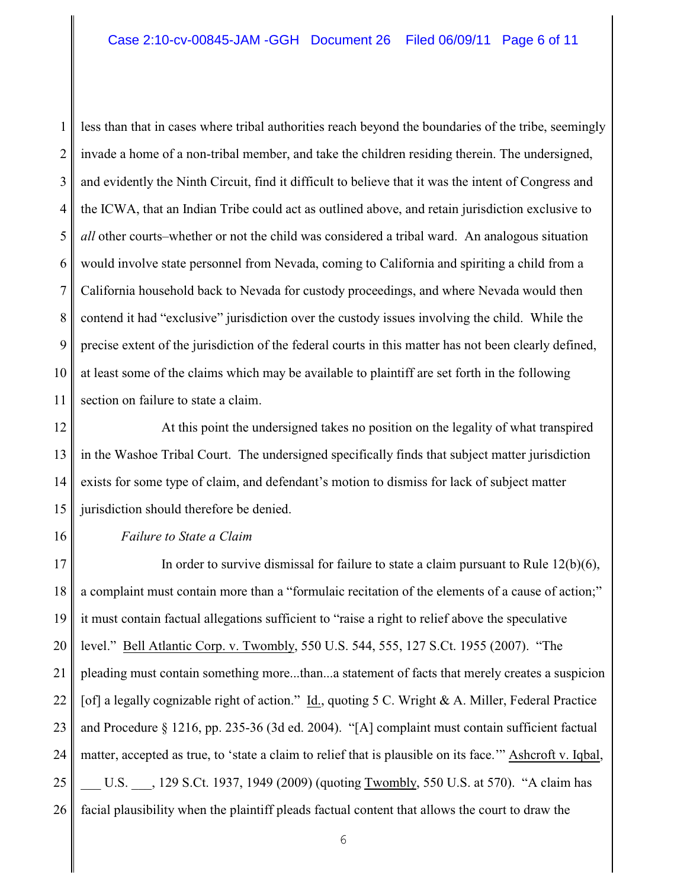less than that in cases where tribal authorities reach beyond the boundaries of the tribe, seemingly invade a home of a non-tribal member, and take the children residing therein. The undersigned, and evidently the Ninth Circuit, find it difficult to believe that it was the intent of Congress and the ICWA, that an Indian Tribe could act as outlined above, and retain jurisdiction exclusive to *all* other courts–whether or not the child was considered a tribal ward. An analogous situation would involve state personnel from Nevada, coming to California and spiriting a child from a California household back to Nevada for custody proceedings, and where Nevada would then contend it had "exclusive" jurisdiction over the custody issues involving the child. While the precise extent of the jurisdiction of the federal courts in this matter has not been clearly defined, at least some of the claims which may be available to plaintiff are set forth in the following section on failure to state a claim.

At this point the undersigned takes no position on the legality of what transpired in the Washoe Tribal Court. The undersigned specifically finds that subject matter jurisdiction exists for some type of claim, and defendant's motion to dismiss for lack of subject matter jurisdiction should therefore be denied.

*Failure to State a Claim*

In order to survive dismissal for failure to state a claim pursuant to Rule 12(b)(6), a complaint must contain more than a "formulaic recitation of the elements of a cause of action;" it must contain factual allegations sufficient to "raise a right to relief above the speculative level." Bell Atlantic Corp. v. Twombly, 550 U.S. 544, 555, 127 S.Ct. 1955 (2007). "The pleading must contain something more...than...a statement of facts that merely creates a suspicion [of] a legally cognizable right of action." Id., quoting 5 C. Wright & A. Miller, Federal Practice and Procedure § 1216, pp. 235-36 (3d ed. 2004). "[A] complaint must contain sufficient factual matter, accepted as true, to 'state a claim to relief that is plausible on its face.'" Ashcroft v. Iqbal, ___ U.S. ___, 129 S.Ct. 1937, 1949 (2009) (quoting Twombly, 550 U.S. at 570). "A claim has facial plausibility when the plaintiff pleads factual content that allows the court to draw the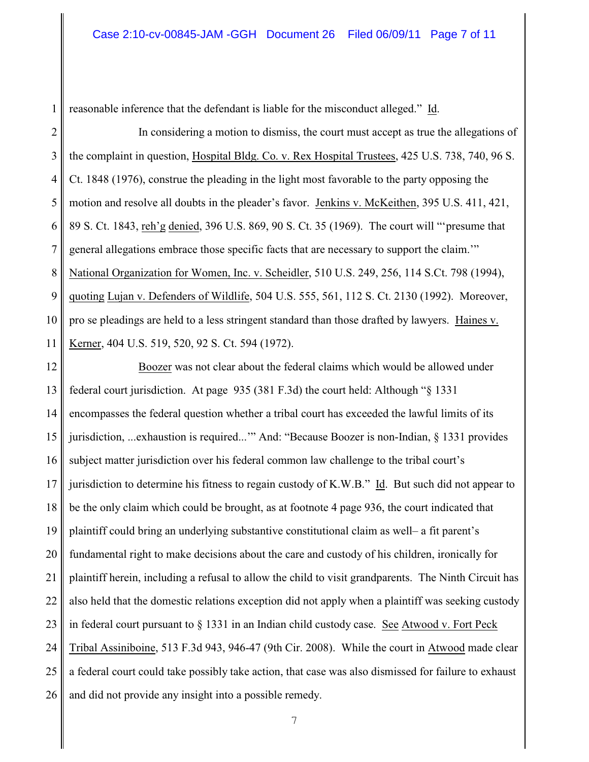reasonable inference that the defendant is liable for the misconduct alleged." Id.

In considering a motion to dismiss, the court must accept as true the allegations of the complaint in question, Hospital Bldg. Co. v. Rex Hospital Trustees, 425 U.S. 738, 740, 96 S. Ct. 1848 (1976), construe the pleading in the light most favorable to the party opposing the motion and resolve all doubts in the pleader's favor. Jenkins v. McKeithen, 395 U.S. 411, 421, 89 S. Ct. 1843, reh'g denied, 396 U.S. 869, 90 S. Ct. 35 (1969). The court will "'presume that general allegations embrace those specific facts that are necessary to support the claim.'" National Organization for Women, Inc. v. Scheidler, 510 U.S. 249, 256, 114 S.Ct. 798 (1994), quoting Lujan v. Defenders of Wildlife, 504 U.S. 555, 561, 112 S. Ct. 2130 (1992). Moreover, pro se pleadings are held to a less stringent standard than those drafted by lawyers. Haines v. Kerner, 404 U.S. 519, 520, 92 S. Ct. 594 (1972).

Boozer was not clear about the federal claims which would be allowed under federal court jurisdiction. At page 935 (381 F.3d) the court held: Although "§ 1331 encompasses the federal question whether a tribal court has exceeded the lawful limits of its jurisdiction, ...exhaustion is required...'" And: "Because Boozer is non-Indian, § 1331 provides subject matter jurisdiction over his federal common law challenge to the tribal court's jurisdiction to determine his fitness to regain custody of K.W.B." Id. But such did not appear to be the only claim which could be brought, as at footnote 4 page 936, the court indicated that plaintiff could bring an underlying substantive constitutional claim as well– a fit parent's fundamental right to make decisions about the care and custody of his children, ironically for plaintiff herein, including a refusal to allow the child to visit grandparents. The Ninth Circuit has also held that the domestic relations exception did not apply when a plaintiff was seeking custody in federal court pursuant to § 1331 in an Indian child custody case. See Atwood v. Fort Peck Tribal Assiniboine, 513 F.3d 943, 946-47 (9th Cir. 2008). While the court in Atwood made clear a federal court could take possibly take action, that case was also dismissed for failure to exhaust and did not provide any insight into a possible remedy.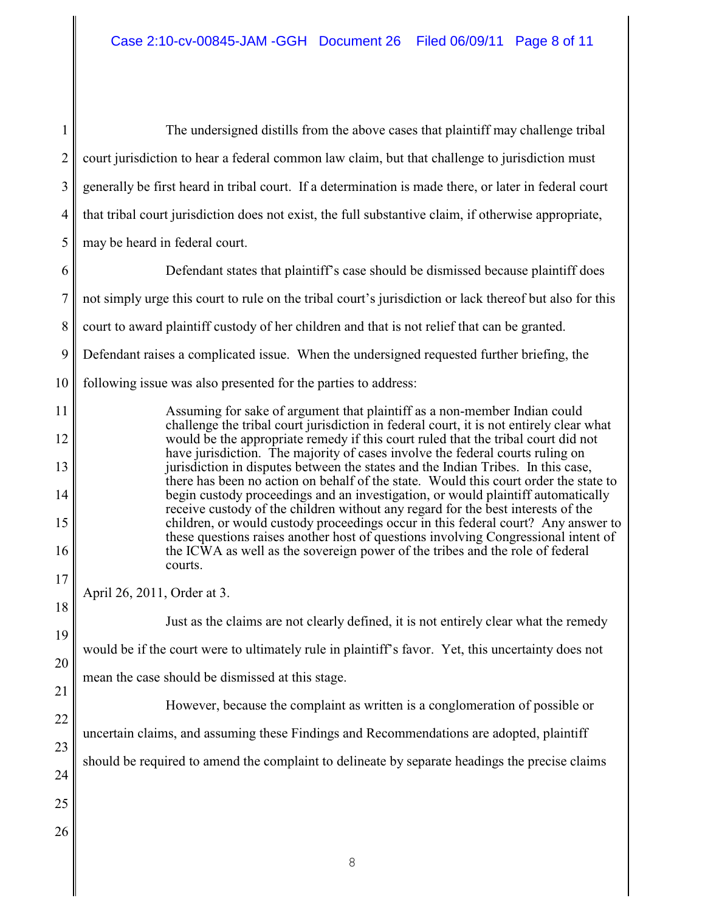The undersigned distills from the above cases that plaintiff may challenge tribal court jurisdiction to hear a federal common law claim, but that challenge to jurisdiction must generally be first heard in tribal court. If a determination is made there, or later in federal court that tribal court jurisdiction does not exist, the full substantive claim, if otherwise appropriate, may be heard in federal court.

Defendant states that plaintiff's case should be dismissed because plaintiff does not simply urge this court to rule on the tribal court's jurisdiction or lack thereof but also for this court to award plaintiff custody of her children and that is not relief that can be granted. Defendant raises a complicated issue. When the undersigned requested further briefing, the following issue was also presented for the parties to address:

> Assuming for sake of argument that plaintiff as a non-member Indian could challenge the tribal court jurisdiction in federal court, it is not entirely clear what would be the appropriate remedy if this court ruled that the tribal court did not have jurisdiction. The majority of cases involve the federal courts ruling on jurisdiction in disputes between the states and the Indian Tribes. In this case, there has been no action on behalf of the state. Would this court order the state to begin custody proceedings and an investigation, or would plaintiff automatically receive custody of the children without any regard for the best interests of the children, or would custody proceedings occur in this federal court? Any answer to these questions raises another host of questions involving Congressional intent of the ICWA as well as the sovereign power of the tribes and the role of federal courts.

April 26, 2011, Order at 3.

Just as the claims are not clearly defined, it is not entirely clear what the remedy would be if the court were to ultimately rule in plaintiff's favor. Yet, this uncertainty does not mean the case should be dismissed at this stage.

However, because the complaint as written is a conglomeration of possible or uncertain claims, and assuming these Findings and Recommendations are adopted, plaintiff should be required to amend the complaint to delineate by separate headings the precise claims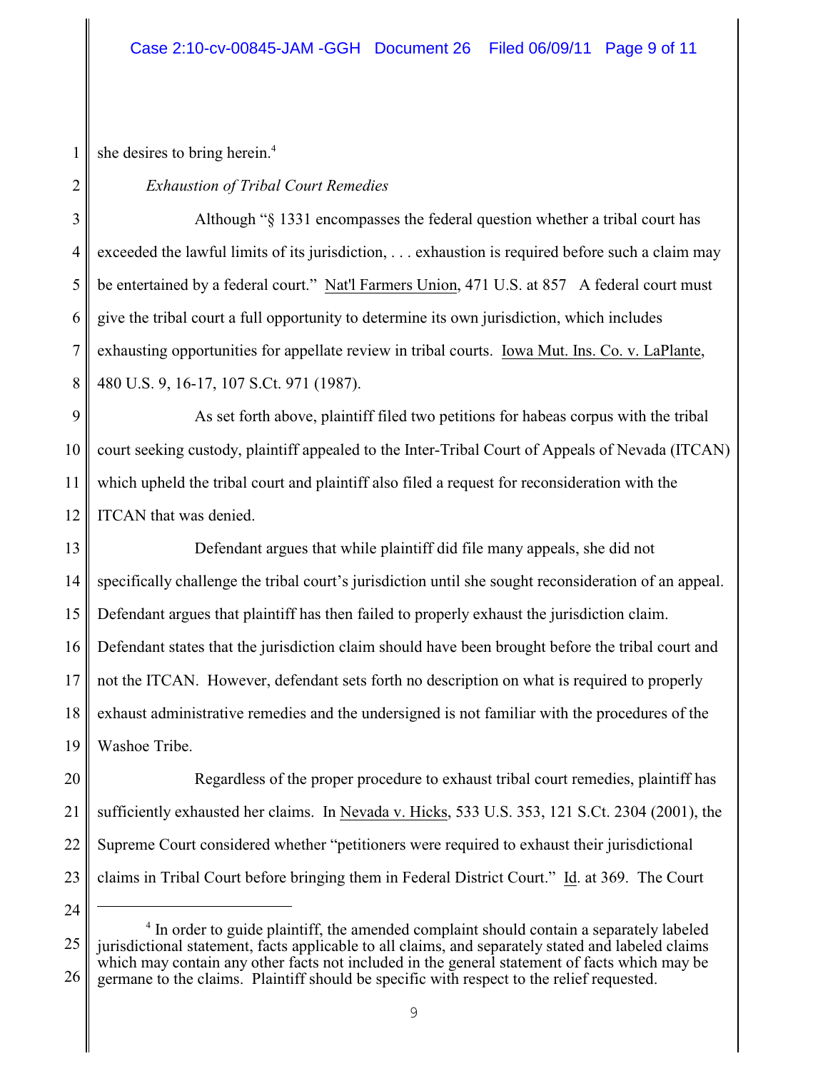she desires to bring herein.[4]

*Exhaustion of Tribal Court Remedies*

Although "§ 1331 encompasses the federal question whether a tribal court has exceeded the lawful limits of its jurisdiction, . . . exhaustion is required before such a claim may be entertained by a federal court." Nat'l Farmers Union, 471 U.S. at 857 A federal court must give the tribal court a full opportunity to determine its own jurisdiction, which includes exhausting opportunities for appellate review in tribal courts. Iowa Mut. Ins. Co. v. LaPlante, 480 U.S. 9, 16-17, 107 S.Ct. 971 (1987).

As set forth above, plaintiff filed two petitions for habeas corpus with the tribal court seeking custody, plaintiff appealed to the Inter-Tribal Court of Appeals of Nevada (ITCAN) which upheld the tribal court and plaintiff also filed a request for reconsideration with the ITCAN that was denied.

Defendant argues that while plaintiff did file many appeals, she did not specifically challenge the tribal court's jurisdiction until she sought reconsideration of an appeal. Defendant argues that plaintiff has then failed to properly exhaust the jurisdiction claim. Defendant states that the jurisdiction claim should have been brought before the tribal court and not the ITCAN. However, defendant sets forth no description on what is required to properly exhaust administrative remedies and the undersigned is not familiar with the procedures of the Washoe Tribe.

Regardless of the proper procedure to exhaust tribal court remedies, plaintiff has sufficiently exhausted her claims. In Nevada v. Hicks, 533 U.S. 353, 121 S.Ct. 2304 (2001), the Supreme Court considered whether "petitioners were required to exhaust their jurisdictional claims in Tribal Court before bringing them in Federal District Court." Id. at 369. The Court

---

[4] In order to guide plaintiff, the amended complaint should contain a separately labeled jurisdictional statement, facts applicable to all claims, and separately stated and labeled claims which may contain any other facts not included in the general statement of facts which may be germane to the claims. Plaintiff should be specific with respect to the relief requested.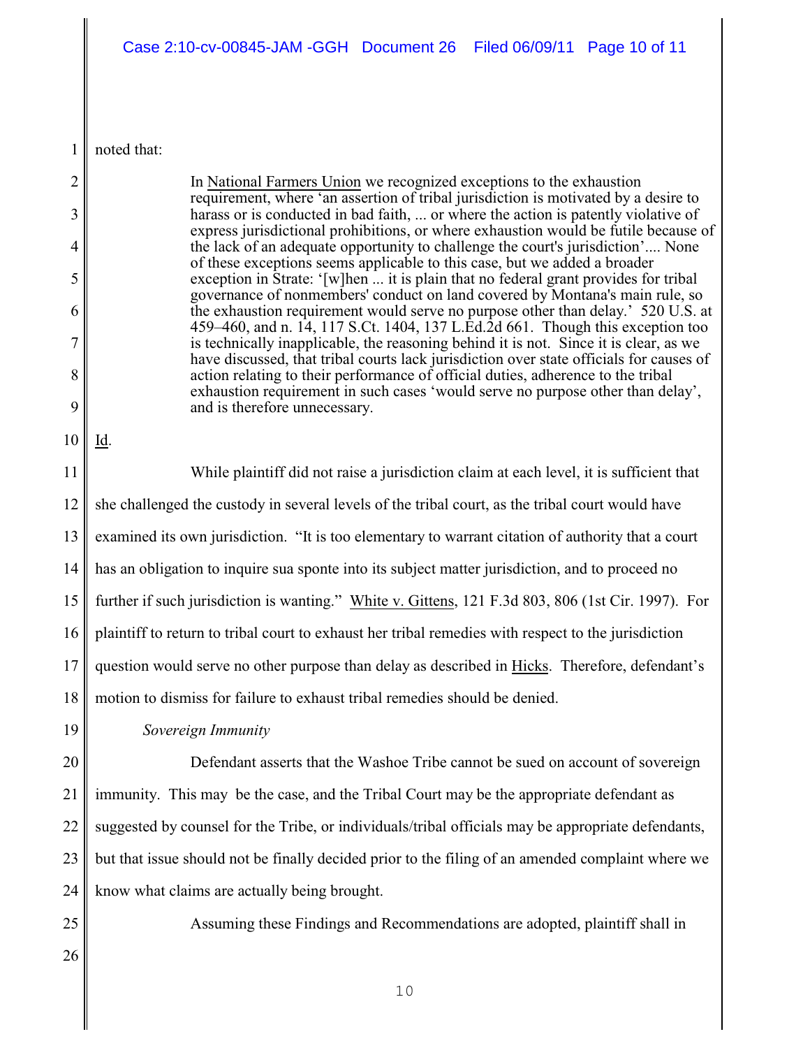noted that:

> In National Farmers Union we recognized exceptions to the exhaustion requirement, where 'an assertion of tribal jurisdiction is motivated by a desire to harass or is conducted in bad faith, ... or where the action is patently violative of express jurisdictional prohibitions, or where exhaustion would be futile because of the lack of an adequate opportunity to challenge the court's jurisdiction'.... None of these exceptions seems applicable to this case, but we added a broader exception in Strate: '[w]hen ... it is plain that no federal grant provides for tribal governance of nonmembers' conduct on land covered by Montana's main rule, so the exhaustion requirement would serve no purpose other than delay.' 520 U.S. at 459–460, and n. 14, 117 S.Ct. 1404, 137 L.Ed.2d 661. Though this exception too is technically inapplicable, the reasoning behind it is not. Since it is clear, as we have discussed, that tribal courts lack jurisdiction over state officials for causes of action relating to their performance of official duties, adherence to the tribal exhaustion requirement in such cases 'would serve no purpose other than delay', and is therefore unnecessary.

Id.

While plaintiff did not raise a jurisdiction claim at each level, it is sufficient that she challenged the custody in several levels of the tribal court, as the tribal court would have examined its own jurisdiction. "It is too elementary to warrant citation of authority that a court has an obligation to inquire sua sponte into its subject matter jurisdiction, and to proceed no further if such jurisdiction is wanting." White v. Gittens, 121 F.3d 803, 806 (1st Cir. 1997). For plaintiff to return to tribal court to exhaust her tribal remedies with respect to the jurisdiction question would serve no other purpose than delay as described in Hicks. Therefore, defendant's motion to dismiss for failure to exhaust tribal remedies should be denied.

*Sovereign Immunity*

Defendant asserts that the Washoe Tribe cannot be sued on account of sovereign immunity. This may be the case, and the Tribal Court may be the appropriate defendant as suggested by counsel for the Tribe, or individuals/tribal officials may be appropriate defendants, but that issue should not be finally decided prior to the filing of an amended complaint where we know what claims are actually being brought.

Assuming these Findings and Recommendations are adopted, plaintiff shall in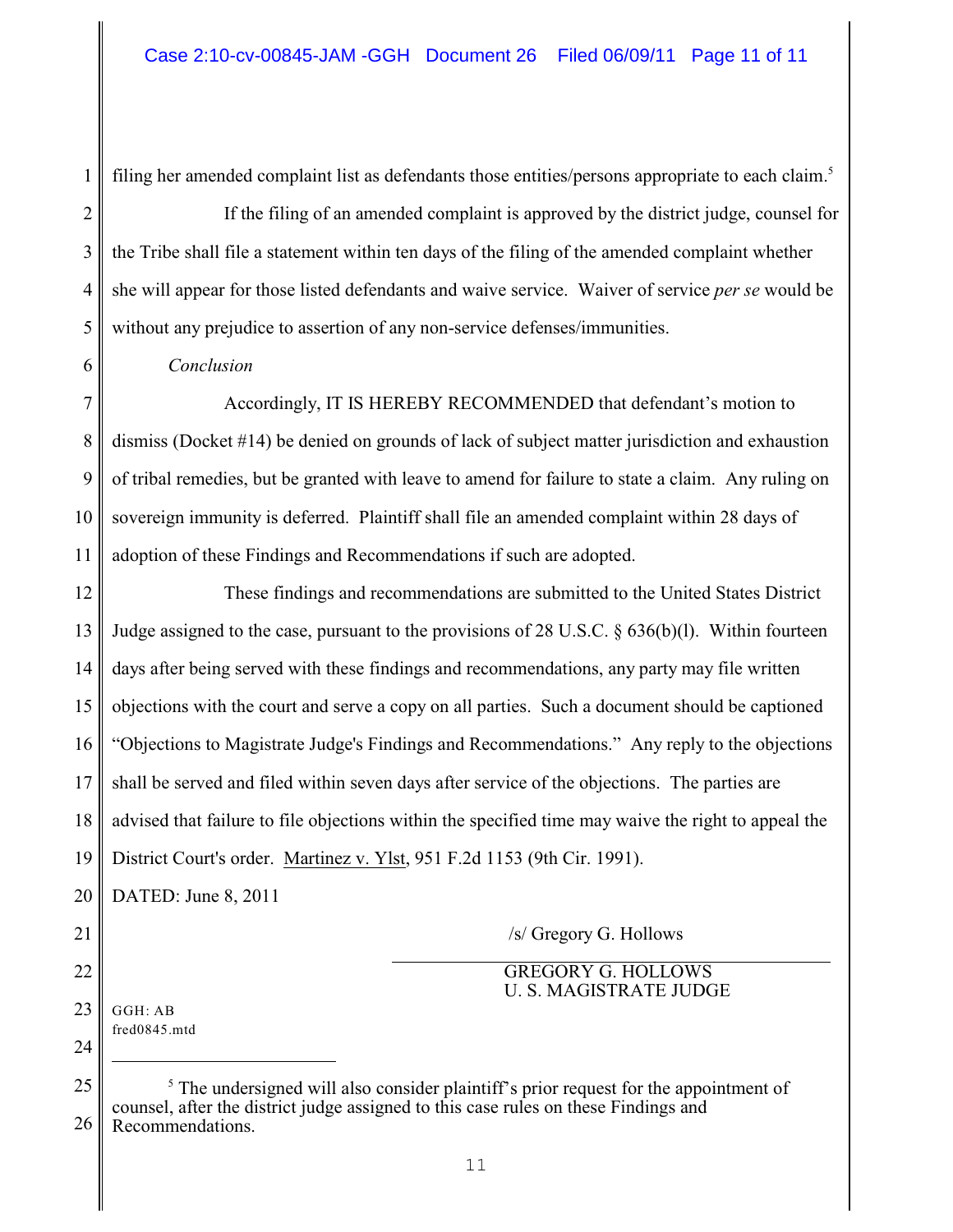filing her amended complaint list as defendants those entities/persons appropriate to each claim.[5]

If the filing of an amended complaint is approved by the district judge, counsel for the Tribe shall file a statement within ten days of the filing of the amended complaint whether she will appear for those listed defendants and waive service. Waiver of service *per se* would be without any prejudice to assertion of any non-service defenses/immunities.

*Conclusion*

Accordingly, IT IS HEREBY RECOMMENDED that defendant's motion to dismiss (Docket #14) be denied on grounds of lack of subject matter jurisdiction and exhaustion of tribal remedies, but be granted with leave to amend for failure to state a claim. Any ruling on sovereign immunity is deferred. Plaintiff shall file an amended complaint within 28 days of adoption of these Findings and Recommendations if such are adopted.

These findings and recommendations are submitted to the United States District Judge assigned to the case, pursuant to the provisions of 28 U.S.C. § 636(b)(l). Within fourteen days after being served with these findings and recommendations, any party may file written objections with the court and serve a copy on all parties. Such a document should be captioned "Objections to Magistrate Judge's Findings and Recommendations." Any reply to the objections shall be served and filed within seven days after service of the objections. The parties are advised that failure to file objections within the specified time may waive the right to appeal the District Court's order. Martinez v. Ylst, 951 F.2d 1153 (9th Cir. 1991).

DATED: June 8, 2011

/s/ Gregory G. Hollows

GREGORY G. HOLLOWS
U. S. MAGISTRATE JUDGE

GGH: AB
fred0845.mtd

[5] The undersigned will also consider plaintiff's prior request for the appointment of counsel, after the district judge assigned to this case rules on these Findings and Recommendations.